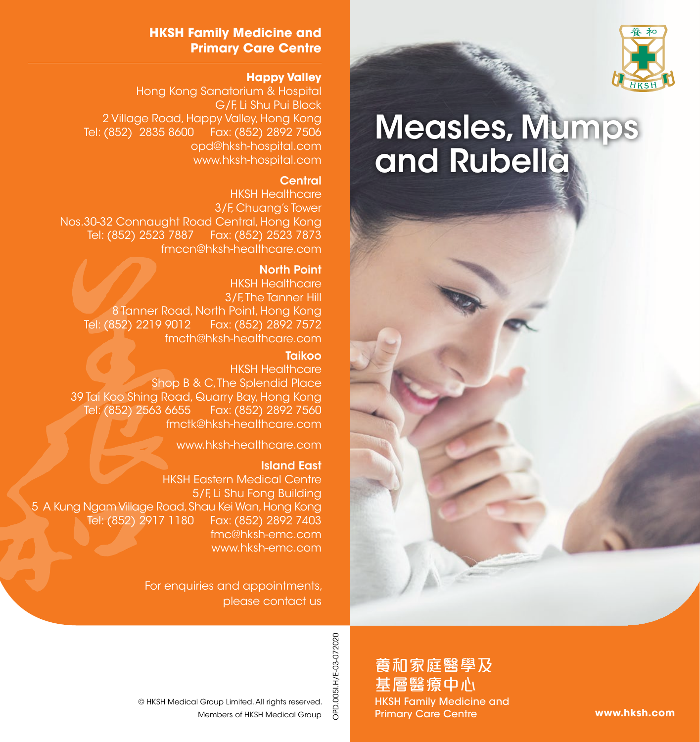## HKSH Family Medicine and Primary Care Centre

**Happy Valley**
Hong Kong Sanatorium & Hospital
G/F, Li Shu Pui Block
2 Village Road, Happy Valley, Hong Kong
Tel: (852) 2835 8600 Fax: (852) 2892 7506
opd@hksh-hospital.com
www.hksh-hospital.com

**Central**
HKSH Healthcare
3/F, Chuang's Tower
Nos.30-32 Connaught Road Central, Hong Kong
Tel: (852) 2523 7887 Fax: (852) 2523 7873
fmccn@hksh-healthcare.com

**North Point**
HKSH Healthcare
3/F, The Tanner Hill
8 Tanner Road, North Point, Hong Kong
Tel: (852) 2219 9012 Fax: (852) 2892 7572
fmcth@hksh-healthcare.com

**Taikoo**
HKSH Healthcare
Shop B & C, The Splendid Place
39 Tai Koo Shing Road, Quarry Bay, Hong Kong
Tel: (852) 2563 6655 Fax: (852) 2892 7560
fmctk@hksh-healthcare.com

www.hksh-healthcare.com

**Island East**
HKSH Eastern Medical Centre
5/F, Li Shu Fong Building
5 A Kung Ngam Village Road, Shau Kei Wan, Hong Kong
Tel: (852) 2917 1180 Fax: (852) 2892 7403
fmc@hksh-emc.com
www.hksh-emc.com

For enquiries and appointments, please contact us

© HKSH Medical Group Limited. All rights reserved.
Members of HKSH Medical Group

OPD.005I.H/E-03-072020

# Measles, Mumps and Rubella

養和家庭醫學及基層醫療中心
HKSH Family Medicine and Primary Care Centre

www.hksh.com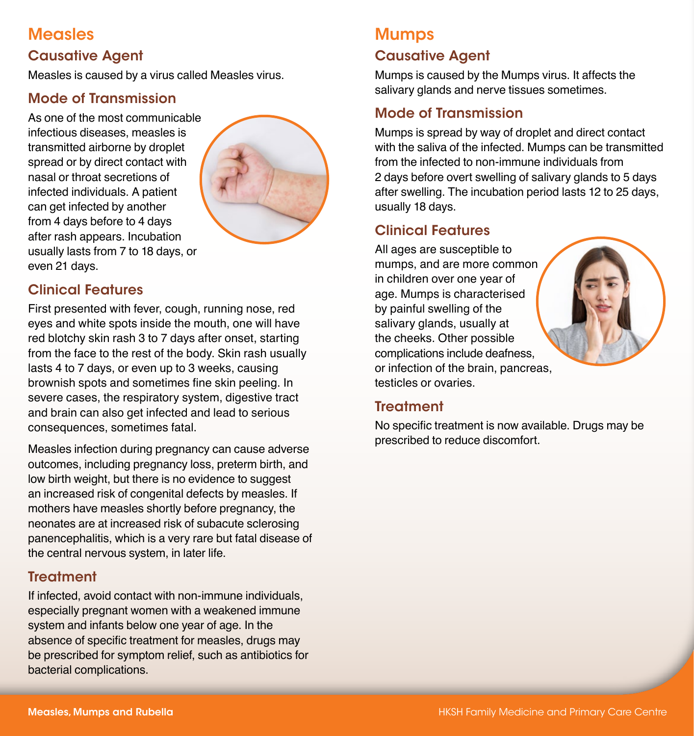# Measles

## Causative Agent

Measles is caused by a virus called Measles virus.

## Mode of Transmission

As one of the most communicable infectious diseases, measles is transmitted airborne by droplet spread or by direct contact with nasal or throat secretions of infected individuals. A patient can get infected by another from 4 days before to 4 days after rash appears. Incubation usually lasts from 7 to 18 days, or even 21 days.

## Clinical Features

First presented with fever, cough, running nose, red eyes and white spots inside the mouth, one will have red blotchy skin rash 3 to 7 days after onset, starting from the face to the rest of the body. Skin rash usually lasts 4 to 7 days, or even up to 3 weeks, causing brownish spots and sometimes fine skin peeling. In severe cases, the respiratory system, digestive tract and brain can also get infected and lead to serious consequences, sometimes fatal.

Measles infection during pregnancy can cause adverse outcomes, including pregnancy loss, preterm birth, and low birth weight, but there is no evidence to suggest an increased risk of congenital defects by measles. If mothers have measles shortly before pregnancy, the neonates are at increased risk of subacute sclerosing panencephalitis, which is a very rare but fatal disease of the central nervous system, in later life.

## Treatment

If infected, avoid contact with non-immune individuals, especially pregnant women with a weakened immune system and infants below one year of age. In the absence of specific treatment for measles, drugs may be prescribed for symptom relief, such as antibiotics for bacterial complications.

# Mumps

## Causative Agent

Mumps is caused by the Mumps virus. It affects the salivary glands and nerve tissues sometimes.

## Mode of Transmission

Mumps is spread by way of droplet and direct contact with the saliva of the infected. Mumps can be transmitted from the infected to non-immune individuals from 2 days before overt swelling of salivary glands to 5 days after swelling. The incubation period lasts 12 to 25 days, usually 18 days.

## Clinical Features

All ages are susceptible to mumps, and are more common in children over one year of age. Mumps is characterised by painful swelling of the salivary glands, usually at the cheeks. Other possible complications include deafness, or infection of the brain, pancreas, testicles or ovaries.

## Treatment

No specific treatment is now available. Drugs may be prescribed to reduce discomfort.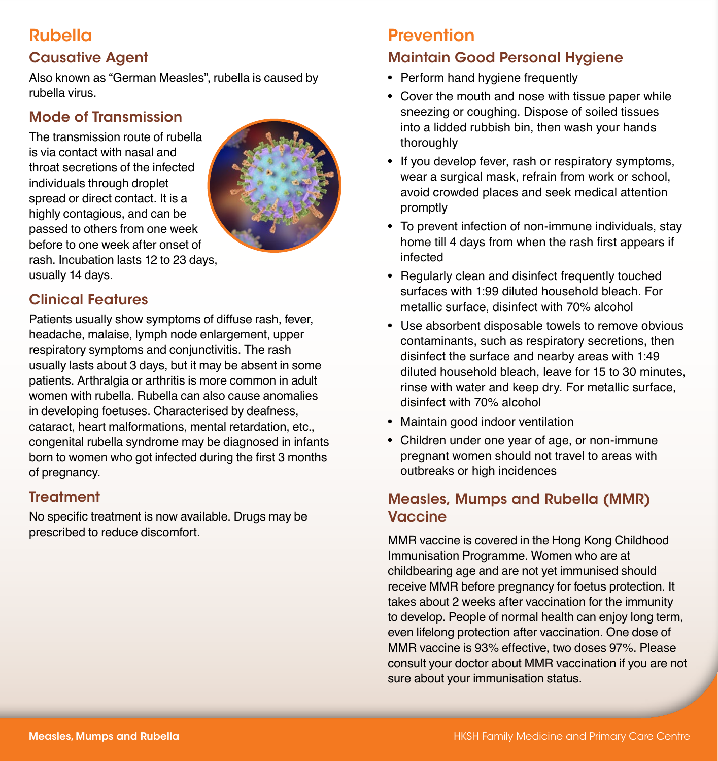# Rubella

## Causative Agent

Also known as "German Measles", rubella is caused by rubella virus.

## Mode of Transmission

The transmission route of rubella is via contact with nasal and throat secretions of the infected individuals through droplet spread or direct contact. It is a highly contagious, and can be passed to others from one week before to one week after onset of rash. Incubation lasts 12 to 23 days, usually 14 days.

## Clinical Features

Patients usually show symptoms of diffuse rash, fever, headache, malaise, lymph node enlargement, upper respiratory symptoms and conjunctivitis. The rash usually lasts about 3 days, but it may be absent in some patients. Arthralgia or arthritis is more common in adult women with rubella. Rubella can also cause anomalies in developing foetuses. Characterised by deafness, cataract, heart malformations, mental retardation, etc., congenital rubella syndrome may be diagnosed in infants born to women who got infected during the first 3 months of pregnancy.

## Treatment

No specific treatment is now available. Drugs may be prescribed to reduce discomfort.

# Prevention

## Maintain Good Personal Hygiene

- Perform hand hygiene frequently
- Cover the mouth and nose with tissue paper while sneezing or coughing. Dispose of soiled tissues into a lidded rubbish bin, then wash your hands thoroughly
- If you develop fever, rash or respiratory symptoms, wear a surgical mask, refrain from work or school, avoid crowded places and seek medical attention promptly
- To prevent infection of non-immune individuals, stay home till 4 days from when the rash first appears if infected
- Regularly clean and disinfect frequently touched surfaces with 1:99 diluted household bleach. For metallic surface, disinfect with 70% alcohol
- Use absorbent disposable towels to remove obvious contaminants, such as respiratory secretions, then disinfect the surface and nearby areas with 1:49 diluted household bleach, leave for 15 to 30 minutes, rinse with water and keep dry. For metallic surface, disinfect with 70% alcohol
- Maintain good indoor ventilation
- Children under one year of age, or non-immune pregnant women should not travel to areas with outbreaks or high incidences

## Measles, Mumps and Rubella (MMR) Vaccine

MMR vaccine is covered in the Hong Kong Childhood Immunisation Programme. Women who are at childbearing age and are not yet immunised should receive MMR before pregnancy for foetus protection. It takes about 2 weeks after vaccination for the immunity to develop. People of normal health can enjoy long term, even lifelong protection after vaccination. One dose of MMR vaccine is 93% effective, two doses 97%. Please consult your doctor about MMR vaccination if you are not sure about your immunisation status.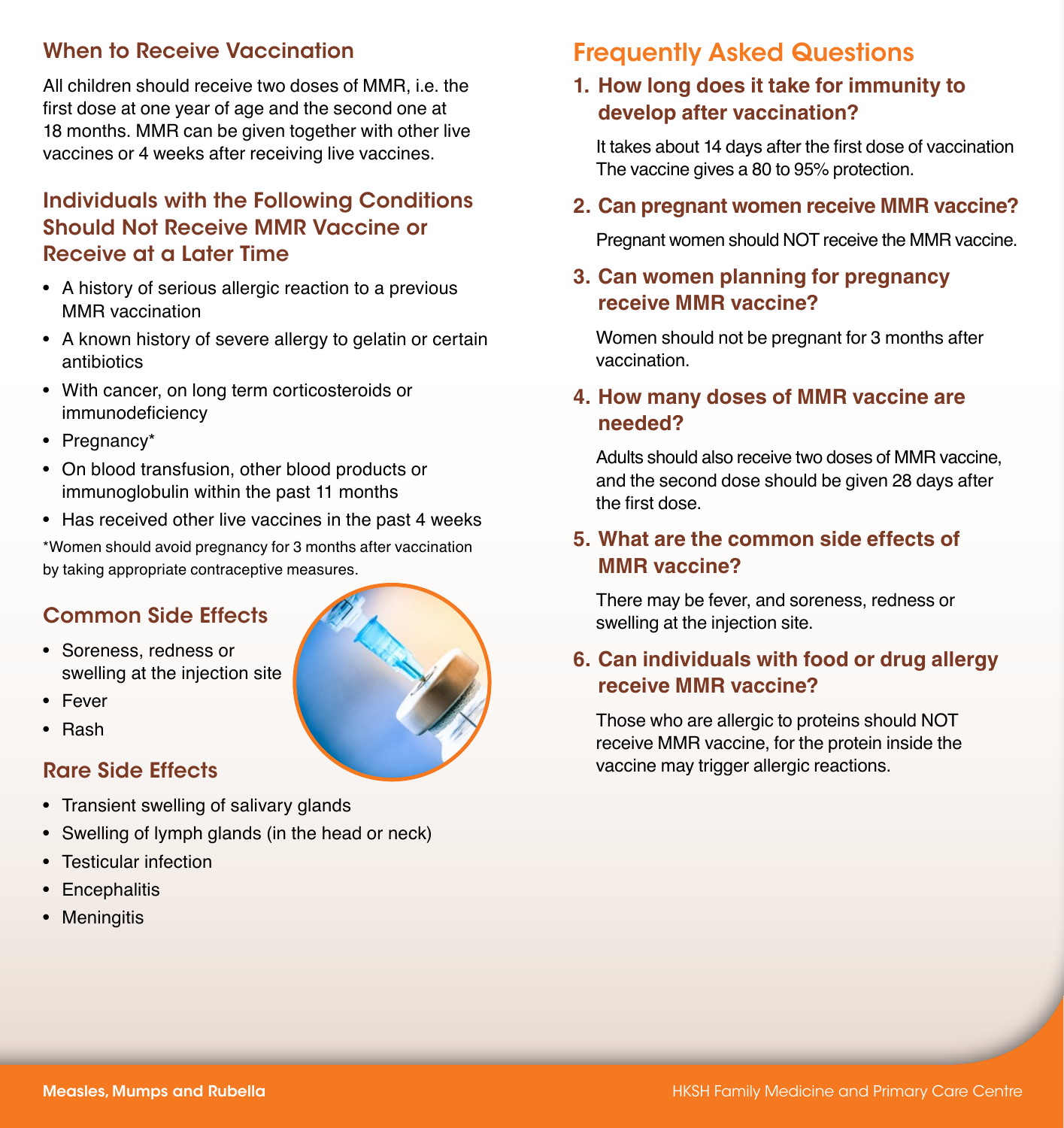## When to Receive Vaccination

All children should receive two doses of MMR, i.e. the first dose at one year of age and the second one at 18 months. MMR can be given together with other live vaccines or 4 weeks after receiving live vaccines.

## Individuals with the Following Conditions Should Not Receive MMR Vaccine or Receive at a Later Time

- A history of serious allergic reaction to a previous MMR vaccination
- A known history of severe allergy to gelatin or certain antibiotics
- With cancer, on long term corticosteroids or immunodeficiency
- Pregnancy*
- On blood transfusion, other blood products or immunoglobulin within the past 11 months
- Has received other live vaccines in the past 4 weeks

*Women should avoid pregnancy for 3 months after vaccination by taking appropriate contraceptive measures.

## Common Side Effects

- Soreness, redness or swelling at the injection site
- Fever
- Rash

## Rare Side Effects

- Transient swelling of salivary glands
- Swelling of lymph glands (in the head or neck)
- Testicular infection
- Encephalitis
- Meningitis

# Frequently Asked Questions

### 1. How long does it take for immunity to develop after vaccination?

It takes about 14 days after the first dose of vaccination The vaccine gives a 80 to 95% protection.

### 2. Can pregnant women receive MMR vaccine?

Pregnant women should NOT receive the MMR vaccine.

### 3. Can women planning for pregnancy receive MMR vaccine?

Women should not be pregnant for 3 months after vaccination.

### 4. How many doses of MMR vaccine are needed?

Adults should also receive two doses of MMR vaccine, and the second dose should be given 28 days after the first dose.

### 5. What are the common side effects of MMR vaccine?

There may be fever, and soreness, redness or swelling at the injection site.

### 6. Can individuals with food or drug allergy receive MMR vaccine?

Those who are allergic to proteins should NOT receive MMR vaccine, for the protein inside the vaccine may trigger allergic reactions.